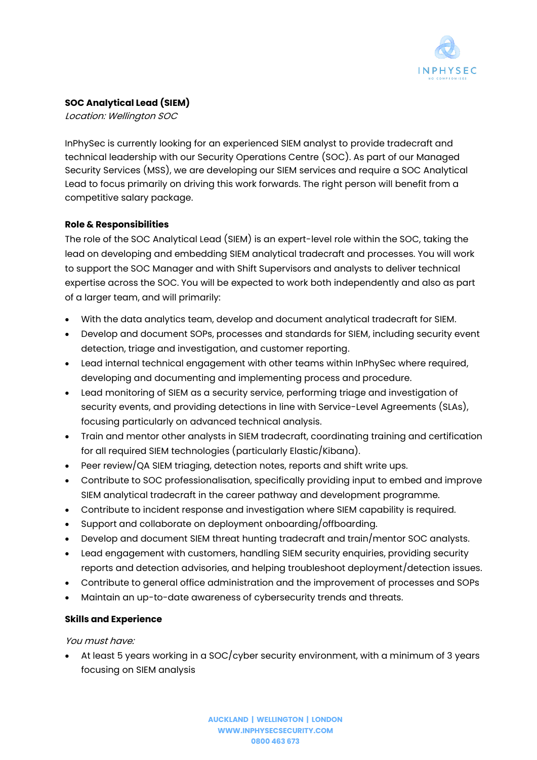**SOC Analytical Lead (SIEM)**
*Location: Wellington SOC*

InPhySec is currently looking for an experienced SIEM analyst to provide tradecraft and technical leadership with our Security Operations Centre (SOC). As part of our Managed Security Services (MSS), we are developing our SIEM services and require a SOC Analytical Lead to focus primarily on driving this work forwards. The right person will benefit from a competitive salary package.

**Role & Responsibilities**

The role of the SOC Analytical Lead (SIEM) is an expert-level role within the SOC, taking the lead on developing and embedding SIEM analytical tradecraft and processes. You will work to support the SOC Manager and with Shift Supervisors and analysts to deliver technical expertise across the SOC. You will be expected to work both independently and also as part of a larger team, and will primarily:

- With the data analytics team, develop and document analytical tradecraft for SIEM.
- Develop and document SOPs, processes and standards for SIEM, including security event detection, triage and investigation, and customer reporting.
- Lead internal technical engagement with other teams within InPhySec where required, developing and documenting and implementing process and procedure.
- Lead monitoring of SIEM as a security service, performing triage and investigation of security events, and providing detections in line with Service-Level Agreements (SLAs), focusing particularly on advanced technical analysis.
- Train and mentor other analysts in SIEM tradecraft, coordinating training and certification for all required SIEM technologies (particularly Elastic/Kibana).
- Peer review/QA SIEM triaging, detection notes, reports and shift write ups.
- Contribute to SOC professionalisation, specifically providing input to embed and improve SIEM analytical tradecraft in the career pathway and development programme.
- Contribute to incident response and investigation where SIEM capability is required.
- Support and collaborate on deployment onboarding/offboarding.
- Develop and document SIEM threat hunting tradecraft and train/mentor SOC analysts.
- Lead engagement with customers, handling SIEM security enquiries, providing security reports and detection advisories, and helping troubleshoot deployment/detection issues.
- Contribute to general office administration and the improvement of processes and SOPs
- Maintain an up-to-date awareness of cybersecurity trends and threats.

**Skills and Experience**

*You must have:*

- At least 5 years working in a SOC/cyber security environment, with a minimum of 3 years focusing on SIEM analysis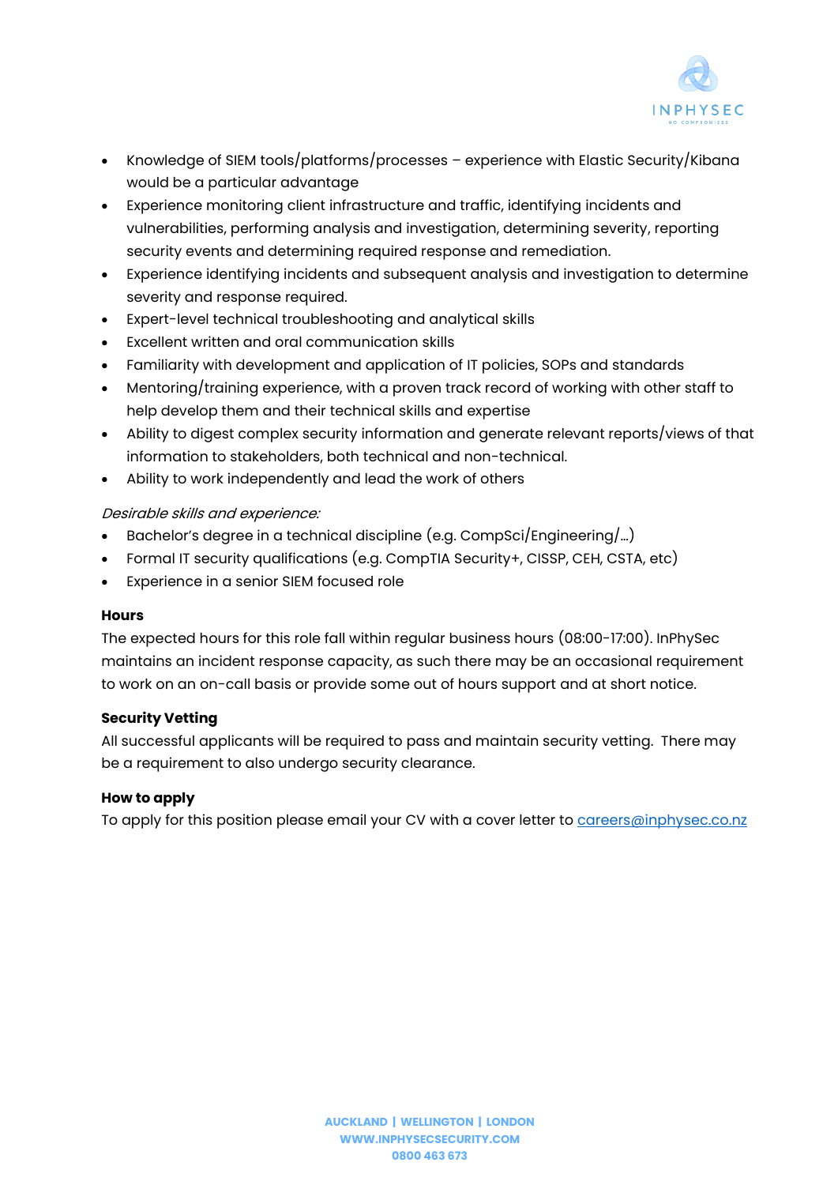- Knowledge of SIEM tools/platforms/processes – experience with Elastic Security/Kibana would be a particular advantage
- Experience monitoring client infrastructure and traffic, identifying incidents and vulnerabilities, performing analysis and investigation, determining severity, reporting security events and determining required response and remediation.
- Experience identifying incidents and subsequent analysis and investigation to determine severity and response required.
- Expert-level technical troubleshooting and analytical skills
- Excellent written and oral communication skills
- Familiarity with development and application of IT policies, SOPs and standards
- Mentoring/training experience, with a proven track record of working with other staff to help develop them and their technical skills and expertise
- Ability to digest complex security information and generate relevant reports/views of that information to stakeholders, both technical and non-technical.
- Ability to work independently and lead the work of others

*Desirable skills and experience:*

- Bachelor's degree in a technical discipline (e.g. CompSci/Engineering/…)
- Formal IT security qualifications (e.g. CompTIA Security+, CISSP, CEH, CSTA, etc)
- Experience in a senior SIEM focused role

**Hours**

The expected hours for this role fall within regular business hours (08:00-17:00). InPhySec maintains an incident response capacity, as such there may be an occasional requirement to work on an on-call basis or provide some out of hours support and at short notice.

**Security Vetting**

All successful applicants will be required to pass and maintain security vetting. There may be a requirement to also undergo security clearance.

**How to apply**

To apply for this position please email your CV with a cover letter to careers@inphysec.co.nz